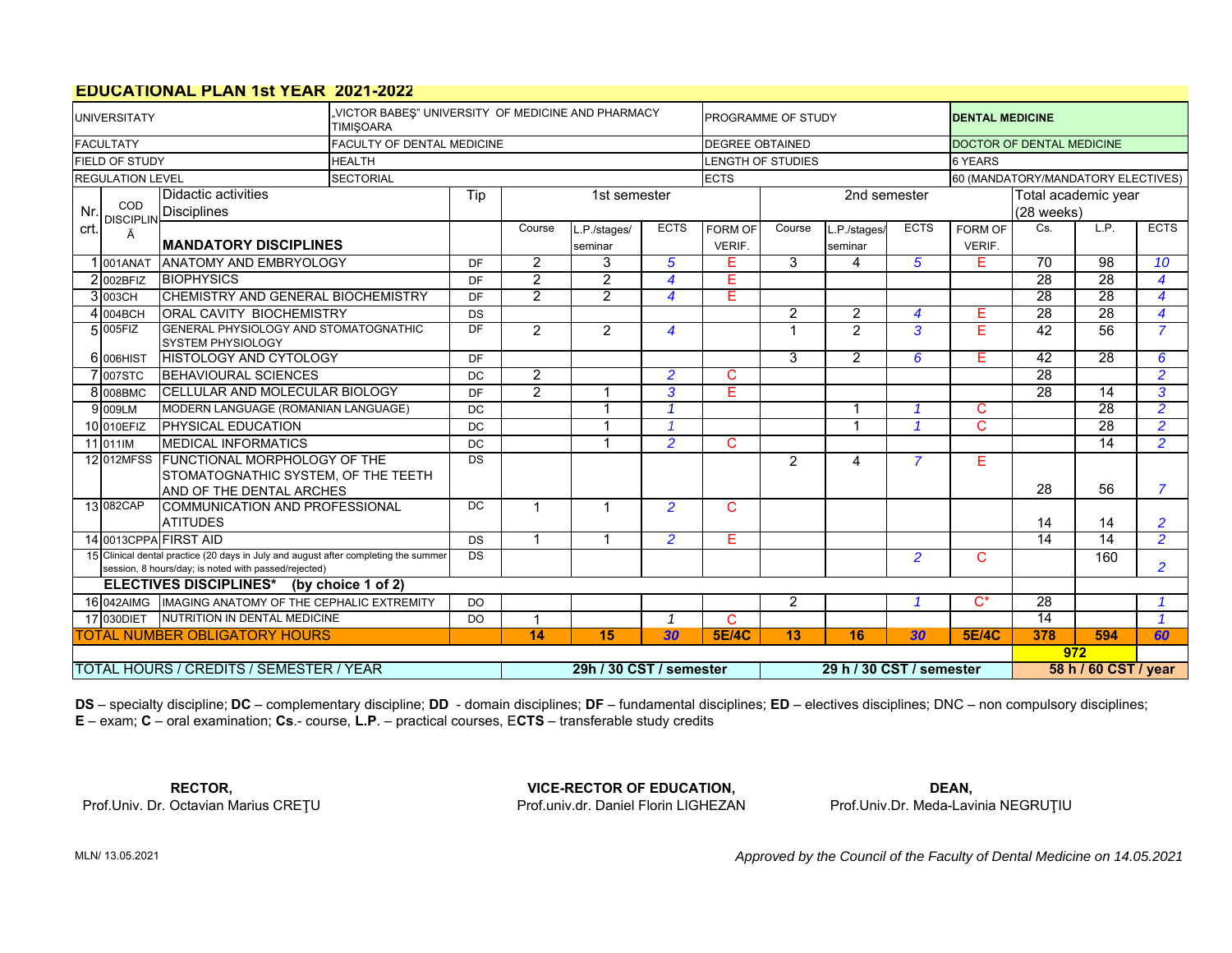# EDUCATIONAL PLAN 1st YEAR 2021-2022

| | | | |
|---|---|---|---|
| UNIVERSITATY | „VICTOR BABEŞ" UNIVERSITY OF MEDICINE AND PHARMACY TIMIŞOARA | PROGRAMME OF STUDY | **DENTAL MEDICINE** |
| FACULTATY | FACULTY OF DENTAL MEDICINE | DEGREE OBTAINED | DOCTOR OF DENTAL MEDICINE |
| FIELD OF STUDY | HEALTH | LENGTH OF STUDIES | 6 YEARS |
| REGULATION LEVEL | SECTORIAL | ECTS | 60 (MANDATORY/MANDATORY ELECTIVES) |

| Nr. crt. | COD DISCIPLINĂ | Didactic activities Disciplines | Tip | 1st semester | | | | 2nd semester | | | | Total academic year (28 weeks) | | |
|---|---|---|---|---|---|---|---|---|---|---|---|---|---|---|
| | | **MANDATORY DISCIPLINES** | | Course | L.P./stages/ seminar | ECTS | FORM OF VERIF. | Course | L.P./stages/ seminar | ECTS | FORM OF VERIF. | Cs. | L.P. | ECTS |
| 1 | 001ANAT | ANATOMY AND EMBRYOLOGY | DF | 2 | 3 | *5* | E | 3 | 4 | *5* | E | 70 | 98 | *10* |
| 2 | 002BFIZ | BIOPHYSICS | DF | 2 | 2 | *4* | E | | | | | 28 | 28 | *4* |
| 3 | 003CH | CHEMISTRY AND GENERAL BIOCHEMISTRY | DF | 2 | 2 | *4* | E | | | | | 28 | 28 | *4* |
| 4 | 004BCH | ORAL CAVITY BIOCHEMISTRY | DS | | | | | 2 | 2 | *4* | E | 28 | 28 | *4* |
| 5 | 005FIZ | GENERAL PHYSIOLOGY AND STOMATOGNATHIC SYSTEM PHYSIOLOGY | DF | 2 | 2 | *4* | | 1 | 2 | *3* | E | 42 | 56 | *7* |
| 6 | 006HIST | HISTOLOGY AND CYTOLOGY | DF | | | | | 3 | 2 | *6* | E | 42 | 28 | *6* |
| 7 | 007STC | BEHAVIOURAL SCIENCES | DC | 2 | | *2* | C | | | | | 28 | | *2* |
| 8 | 008BMC | CELLULAR AND MOLECULAR BIOLOGY | DF | 2 | 1 | *3* | E | | | | | 28 | 14 | *3* |
| 9 | 009LM | MODERN LANGUAGE (ROMANIAN LANGUAGE) | DC | | 1 | *1* | | | 1 | *1* | C | | 28 | *2* |
| 10 | 010EFIZ | PHYSICAL EDUCATION | DC | | 1 | *1* | | | 1 | *1* | C | | 28 | *2* |
| 11 | 011IM | MEDICAL INFORMATICS | DC | | 1 | *2* | C | | | | | | 14 | *2* |
| 12 | 012MFSS | FUNCTIONAL MORPHOLOGY OF THE STOMATOGNATHIC SYSTEM, OF THE TEETH AND OF THE DENTAL ARCHES | DS | | | | | 2 | 4 | *7* | E | 28 | 56 | *7* |
| 13 | 082CAP | COMMUNICATION AND PROFESSIONAL ATITUDES | DC | 1 | 1 | *2* | C | | | | | 14 | 14 | *2* |
| 14 | 0013CPPA | FIRST AID | DS | 1 | 1 | *2* | E | | | | | 14 | 14 | *2* |
| 15 | | Clinical dental practice (20 days in July and august after completing the summer session, 8 hours/day; is noted with passed/rejected) | DS | | | | | | | *2* | C | | 160 | *2* |
| | | **ELECTIVES DISCIPLINES* (by choice 1 of 2)** | | | | | | | | | | | | |
| 16 | 042AIMG | IMAGING ANATOMY OF THE CEPHALIC EXTREMITY | DO | | | | | 2 | | *1* | C* | 28 | | *1* |
| 17 | 030DIET | NUTRITION IN DENTAL MEDICINE | DO | 1 | | *1* | C | | | | | 14 | | *1* |
| | | TOTAL NUMBER OBLIGATORY HOURS | | **14** | **15** | ***30*** | **5E/4C** | **13** | **16** | ***30*** | **5E/4C** | **378** | **594** | ***60*** |
| | | | | | | | | | | | | **972** | | |
| | | TOTAL HOURS / CREDITS / SEMESTER / YEAR | | **29h / 30 CST / semester** | | | | **29 h / 30 CST / semester** | | | | **58 h / 60 CST / year** | | |

**DS** – specialty discipline; **DC** – complementary discipline; **DD** - domain disciplines; **DF** – fundamental disciplines; **ED** – electives disciplines; DNC – non compulsory disciplines;
**E** – exam; **C** – oral examination; **Cs**.- course, **L.P**. – practical courses, E**CTS** – transferable study credits

**RECTOR,**
Prof.Univ. Dr. Octavian Marius CREŢU

**VICE-RECTOR OF EDUCATION,**
Prof.univ.dr. Daniel Florin LIGHEZAN

**DEAN,**
Prof.Univ.Dr. Meda-Lavinia NEGRUŢIU

MLN/ 13.05.2021

*Approved by the Council of the Faculty of Dental Medicine on 14.05.2021*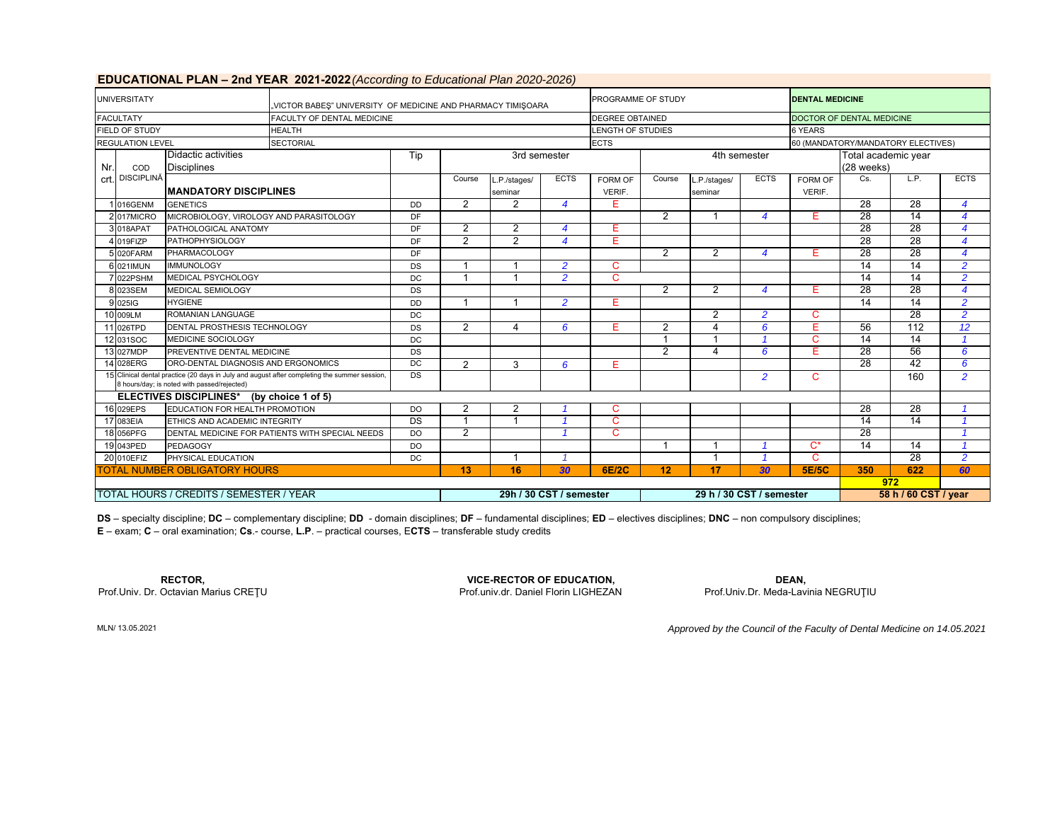## EDUCATIONAL PLAN – 2nd YEAR 2021-2022 *(According to Educational Plan 2020-2026)*

| UNIVERSITATY | „VICTOR BABEŞ" UNIVERSITY OF MEDICINE AND PHARMACY TIMIŞOARA | PROGRAMME OF STUDY | **DENTAL MEDICINE** |
|---|---|---|---|
| FACULTATY | FACULTY OF DENTAL MEDICINE | DEGREE OBTAINED | DOCTOR OF DENTAL MEDICINE |
| FIELD OF STUDY | HEALTH | LENGTH OF STUDIES | 6 YEARS |
| REGULATION LEVEL | SECTORIAL | ECTS | 60 (MANDATORY/MANDATORY ELECTIVES) |

| Nr. crt. | COD DISCIPLINĂ | Didactic activities / Disciplines | Tip | 3rd semester | | | | 4th semester | | | | Total academic year (28 weeks) | | |
|---|---|---|---|---|---|---|---|---|---|---|---|---|---|---|
| | | **MANDATORY DISCIPLINES** | | Course | L.P./stages/ seminar | ECTS | FORM OF VERIF. | Course | L.P./stages/ seminar | ECTS | FORM OF VERIF. | Cs. | L.P. | ECTS |
| 1 | 016GENM | GENETICS | DD | 2 | 2 | *4* | E | | | | | 28 | 28 | *4* |
| 2 | 017MICRO | MICROBIOLOGY, VIROLOGY AND PARASITOLOGY | DF | | | | | 2 | 1 | *4* | E | 28 | 14 | *4* |
| 3 | 018APAT | PATHOLOGICAL ANATOMY | DF | 2 | 2 | *4* | E | | | | | 28 | 28 | *4* |
| 4 | 019FIZP | PATHOPHYSIOLOGY | DF | 2 | 2 | *4* | E | | | | | 28 | 28 | *4* |
| 5 | 020FARM | PHARMACOLOGY | DF | | | | | 2 | 2 | *4* | E | 28 | 28 | *4* |
| 6 | 021IMUN | IMMUNOLOGY | DS | 1 | 1 | *2* | C | | | | | 14 | 14 | *2* |
| 7 | 022PSHM | MEDICAL PSYCHOLOGY | DC | 1 | 1 | *2* | C | | | | | 14 | 14 | *2* |
| 8 | 023SEM | MEDICAL SEMIOLOGY | DS | | | | | 2 | 2 | *4* | E | 28 | 28 | *4* |
| 9 | 025IG | HYGIENE | DD | 1 | 1 | *2* | E | | | | | 14 | 14 | *2* |
| 10 | 009LM | ROMANIAN LANGUAGE | DC | | | | | | 2 | *2* | C | | 28 | *2* |
| 11 | 026TPD | DENTAL PROSTHESIS TECHNOLOGY | DS | 2 | 4 | *6* | E | 2 | 4 | *6* | E | 56 | 112 | *12* |
| 12 | 031SOC | MEDICINE SOCIOLOGY | DC | | | | | 1 | 1 | *1* | C | 14 | 14 | *1* |
| 13 | 027MDP | PREVENTIVE DENTAL MEDICINE | DS | | | | | 2 | 4 | *6* | E | 28 | 56 | *6* |
| 14 | 028ERG | ORO-DENTAL DIAGNOSIS AND ERGONOMICS | DC | 2 | 3 | *6* | E | | | | | 28 | 42 | *6* |
| 15 | | Clinical dental practice (20 days in July and august after completing the summer session, 8 hours/day; is noted with passed/rejected) | DS | | | | | | | *2* | C | | 160 | *2* |
| | | **ELECTIVES DISCIPLINES\* (by choice 1 of 5)** | | | | | | | | | | | | |
| 16 | 029EPS | EDUCATION FOR HEALTH PROMOTION | DO | 2 | 2 | *1* | C | | | | | 28 | 28 | *1* |
| 17 | 083EIA | ETHICS AND ACADEMIC INTEGRITY | DS | 1 | 1 | *1* | C | | | | | 14 | 14 | *1* |
| 18 | 056PFG | DENTAL MEDICINE FOR PATIENTS WITH SPECIAL NEEDS | DO | 2 | | *1* | C | | | | | 28 | | *1* |
| 19 | 043PED | PEDAGOGY | DO | | | | | 1 | 1 | *1* | C* | 14 | 14 | *1* |
| 20 | 010EFIZ | PHYSICAL EDUCATION | DC | | 1 | *1* | | | 1 | *1* | C | | 28 | *2* |
| | | **TOTAL NUMBER OBLIGATORY HOURS** | | **13** | **16** | ***30*** | **6E/2C** | **12** | **17** | ***30*** | **5E/5C** | **350** | **622** | ***60*** |
| | | | | | | | | | | | | **972** | | |
| | | TOTAL HOURS / CREDITS / SEMESTER / YEAR | | **29h / 30 CST / semester** | | | | **29 h / 30 CST / semester** | | | | **58 h / 60 CST / year** | | |

**DS** – specialty discipline; **DC** – complementary discipline; **DD** - domain disciplines; **DF** – fundamental disciplines; **ED** – electives disciplines; **DNC** – non compulsory disciplines;
**E** – exam; **C** – oral examination; **Cs**.- course, **L.P**. – practical courses, E**CTS** – transferable study credits

**RECTOR,**
Prof.Univ. Dr. Octavian Marius CREŢU

**VICE-RECTOR OF EDUCATION,**
Prof.univ.dr. Daniel Florin LIGHEZAN

**DEAN,**
Prof.Univ.Dr. Meda-Lavinia NEGRUŢIU

MLN/ 13.05.2021

*Approved by the Council of the Faculty of Dental Medicine on 14.05.2021*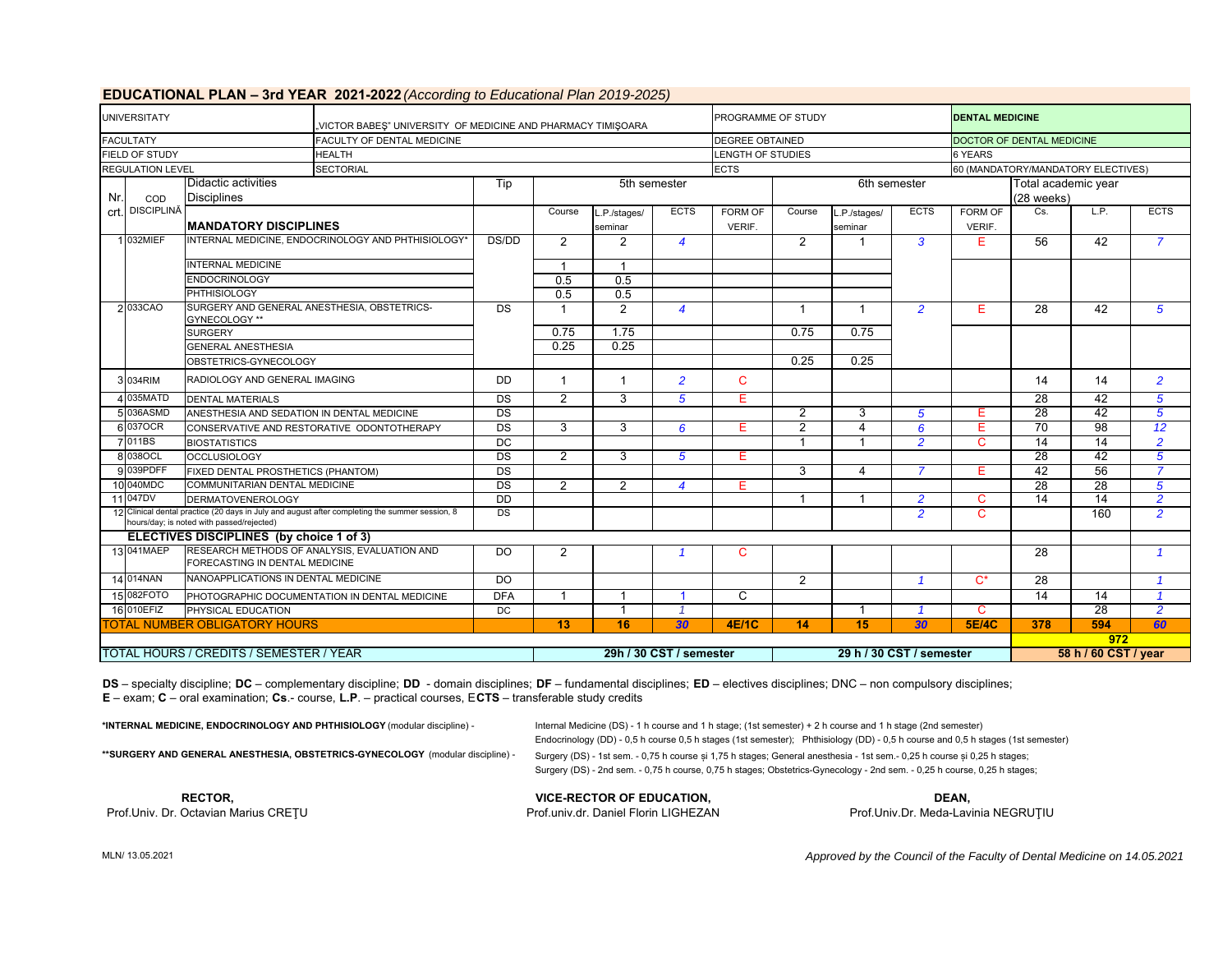## EDUCATIONAL PLAN – 3rd YEAR 2021-2022 *(According to Educational Plan 2019-2025)*

| UNIVERSITATY | „VICTOR BABEŞ" UNIVERSITY OF MEDICINE AND PHARMACY TIMIŞOARA | PROGRAMME OF STUDY | DENTAL MEDICINE |
|---|---|---|---|
| FACULTATY | FACULTY OF DENTAL MEDICINE | DEGREE OBTAINED | DOCTOR OF DENTAL MEDICINE |
| FIELD OF STUDY | HEALTH | LENGTH OF STUDIES | 6 YEARS |
| REGULATION LEVEL | SECTORIAL | ECTS | 60 (MANDATORY/MANDATORY ELECTIVES) |

| Nr. crt. | COD DISCIPLINĂ | Didactic activities Disciplines | Tip | 5th semester | | | | 6th semester | | | | Total academic year (28 weeks) | | |
|---|---|---|---|---|---|---|---|---|---|---|---|---|---|---|
| | | **MANDATORY DISCIPLINES** | | Course | L.P./stages/ seminar | ECTS | FORM OF VERIF. | Course | L.P./stages/ seminar | ECTS | FORM OF VERIF. | Cs. | L.P. | ECTS |
| 1 | 032MIEF | INTERNAL MEDICINE, ENDOCRINOLOGY AND PHTHISIOLOGY* | DS/DD | 2 | 2 | 4 | | 2 | 1 | 3 | E | 56 | 42 | 7 |
| | | INTERNAL MEDICINE | | 1 | 1 | | | | | | | | | |
| | | ENDOCRINOLOGY | | 0.5 | 0.5 | | | | | | | | | |
| | | PHTHISIOLOGY | | 0.5 | 0.5 | | | | | | | | | |
| 2 | 033CAO | SURGERY AND GENERAL ANESTHESIA, OBSTETRICS-GYNECOLOGY ** | DS | 1 | 2 | 4 | | 1 | 1 | 2 | E | 28 | 42 | 5 |
| | | SURGERY | | 0.75 | 1.75 | | | 0.75 | 0.75 | | | | | |
| | | GENERAL ANESTHESIA | | 0.25 | 0.25 | | | | | | | | | |
| | | OBSTETRICS-GYNECOLOGY | | | | | | 0.25 | 0.25 | | | | | |
| 3 | 034RIM | RADIOLOGY AND GENERAL IMAGING | DD | 1 | 1 | 2 | C | | | | | 14 | 14 | 2 |
| 4 | 035MATD | DENTAL MATERIALS | DS | 2 | 3 | 5 | E | | | | | 28 | 42 | 5 |
| 5 | 036ASMD | ANESTHESIA AND SEDATION IN DENTAL MEDICINE | DS | | | | | 2 | 3 | 5 | E | 28 | 42 | 5 |
| 6 | 037OCR | CONSERVATIVE AND RESTORATIVE ODONTOTHERAPY | DS | 3 | 3 | 6 | E | 2 | 4 | 6 | E | 70 | 98 | 12 |
| 7 | 011BS | BIOSTATISTICS | DC | | | | | 1 | 1 | 2 | C | 14 | 14 | 2 |
| 8 | 038OCL | OCCLUSIOLOGY | DS | 2 | 3 | 5 | E | | | | | 28 | 42 | 5 |
| 9 | 039PDFF | FIXED DENTAL PROSTHETICS (PHANTOM) | DS | | | | | 3 | 4 | 7 | E | 42 | 56 | 7 |
| 10 | 040MDC | COMMUNITARIAN DENTAL MEDICINE | DS | 2 | 2 | 4 | E | | | | | 28 | 28 | 5 |
| 11 | 047DV | DERMATOVENEROLOGY | DD | | | | | 1 | 1 | 2 | C | 14 | 14 | 2 |
| 12 | | Clinical dental practice (20 days in July and august after completing the summer session, 8 hours/day; is noted with passed/rejected) | DS | | | | | | | 2 | C | | 160 | 2 |
| | | **ELECTIVES DISCIPLINES (by choice 1 of 3)** | | | | | | | | | | | | |
| 13 | 041MAEP | RESEARCH METHODS OF ANALYSIS, EVALUATION AND FORECASTING IN DENTAL MEDICINE | DO | 2 | | 1 | C | | | | | 28 | | 1 |
| 14 | 014NAN | NANOAPPLICATIONS IN DENTAL MEDICINE | DO | | | | | 2 | | 1 | C* | 28 | | 1 |
| 15 | 082FOTO | PHOTOGRAPHIC DOCUMENTATION IN DENTAL MEDICINE | DFA | 1 | 1 | 1 | C | | | | | 14 | 14 | 1 |
| 16 | 010EFIZ | PHYSICAL EDUCATION | DC | | 1 | 1 | | | 1 | 1 | C | | 28 | 2 |
| | | **TOTAL NUMBER OBLIGATORY HOURS** | | **13** | **16** | **30** | **4E/1C** | **14** | **15** | **30** | **5E/4C** | **378** | **594** | **60** |
| | | | | | | | | | | | | | **972** | |
| | | **TOTAL HOURS / CREDITS / SEMESTER / YEAR** | | **29h / 30 CST / semester** | | | | **29 h / 30 CST / semester** | | | | **58 h / 60 CST / year** | | |

**DS** – specialty discipline; **DC** – complementary discipline; **DD** - domain disciplines; **DF** – fundamental disciplines; **ED** – electives disciplines; DNC – non compulsory disciplines;
**E** – exam; **C** – oral examination; **Cs**.- course, **L.P.** – practical courses, E**CTS** – transferable study credits

**\*INTERNAL MEDICINE, ENDOCRINOLOGY AND PHTHISIOLOGY** (modular discipline) - Internal Medicine (DS) - 1 h course and 1 h stage; (1st semester) + 2 h course and 1 h stage (2nd semester)
Endocrinology (DD) - 0,5 h course 0,5 h stages (1st semester); Phthisiology (DD) - 0,5 h course and 0,5 h stages (1st semester)

**\*\*SURGERY AND GENERAL ANESTHESIA, OBSTETRICS-GYNECOLOGY** (modular discipline) - Surgery (DS) - 1st sem. - 0,75 h course și 1,75 h stages; General anesthesia - 1st sem.- 0,25 h course și 0,25 h stages;
Surgery (DS) - 2nd sem. - 0,75 h course, 0,75 h stages; Obstetrics-Gynecology - 2nd sem. - 0,25 h course, 0,25 h stages;

**RECTOR,**
Prof.Univ. Dr. Octavian Marius CREŢU

**VICE-RECTOR OF EDUCATION,**
Prof.univ.dr. Daniel Florin LIGHEZAN

**DEAN,**
Prof.Univ.Dr. Meda-Lavinia NEGRUŢIU

MLN/ 13.05.2021

*Approved by the Council of the Faculty of Dental Medicine on 14.05.2021*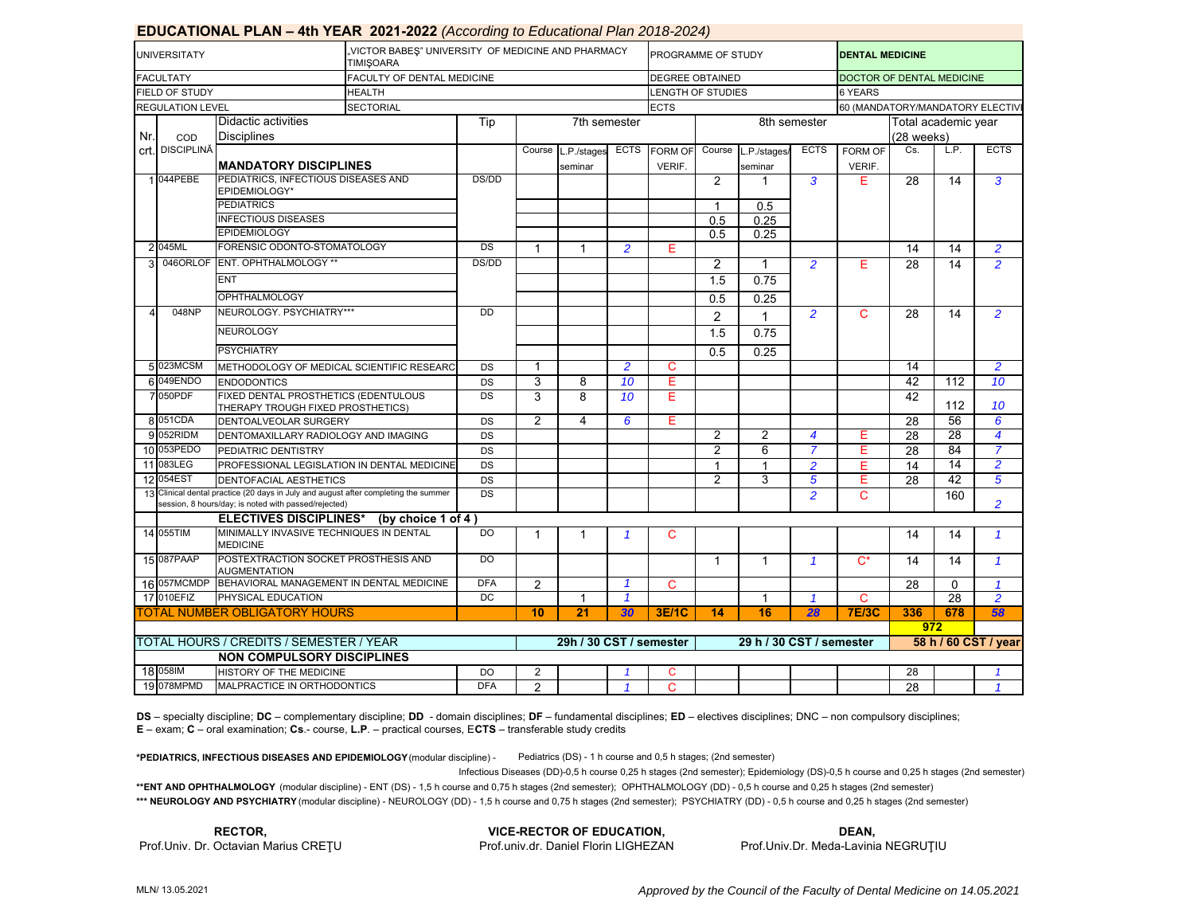# EDUCATIONAL PLAN – 4th YEAR 2021-2022 *(According to Educational Plan 2018-2024)*

| | | | |
|---|---|---|---|
| UNIVERSITATY | „VICTOR BABEŞ" UNIVERSITY OF MEDICINE AND PHARMACY TIMIŞOARA | PROGRAMME OF STUDY | DENTAL MEDICINE |
| FACULTATY | FACULTY OF DENTAL MEDICINE | DEGREE OBTAINED | DOCTOR OF DENTAL MEDICINE |
| FIELD OF STUDY | HEALTH | LENGTH OF STUDIES | 6 YEARS |
| REGULATION LEVEL | SECTORIAL | ECTS | 60 (MANDATORY/MANDATORY ELECTIVE) |

| Nr. crt. | COD DISCIPLINĂ | Didactic activities / Disciplines | Tip | 7th semester | | | | 8th semester | | | | Total academic year (28 weeks) | | |
|---|---|---|---|---|---|---|---|---|---|---|---|---|---|---|
| | | | | Course | L.P./stages seminar | ECTS | FORM OF VERIF. | Course | L.P./stages/ seminar | ECTS | FORM OF VERIF. | Cs. | L.P. | ECTS |
| | | **MANDATORY DISCIPLINES** | | | | | | | | | | | | |
| 1 | 044PEBE | PEDIATRICS, INFECTIOUS DISEASES AND EPIDEMIOLOGY* | DS/DD | | | | | 2 | 1 | 3 | E | 28 | 14 | 3 |
| | | PEDIATRICS | | | | | | 1 | 0.5 | | | | | |
| | | INFECTIOUS DISEASES | | | | | | 0.5 | 0.25 | | | | | |
| | | EPIDEMIOLOGY | | | | | | 0.5 | 0.25 | | | | | |
| 2 | 045ML | FORENSIC ODONTO-STOMATOLOGY | DS | 1 | 1 | 2 | E | | | | | 14 | 14 | 2 |
| 3 | 046ORLOF | ENT. OPHTHALMOLOGY ** | DS/DD | | | | | 2 | 1 | 2 | E | 28 | 14 | 2 |
| | | ENT | | | | | | 1.5 | 0.75 | | | | | |
| | | OPHTHALMOLOGY | | | | | | 0.5 | 0.25 | | | | | |
| 4 | 048NP | NEUROLOGY. PSYCHIATRY*** | DD | | | | | 2 | 1 | 2 | C | 28 | 14 | 2 |
| | | NEUROLOGY | | | | | | 1.5 | 0.75 | | | | | |
| | | PSYCHIATRY | | | | | | 0.5 | 0.25 | | | | | |
| 5 | 023MCSM | METHODOLOGY OF MEDICAL SCIENTIFIC RESEARC | DS | 1 | | 2 | C | | | | | 14 | | 2 |
| 6 | 049ENDO | ENDODONTICS | DS | 3 | 8 | 10 | E | | | | | 42 | 112 | 10 |
| 7 | 050PDF | FIXED DENTAL PROSTHETICS (EDENTULOUS THERAPY TROUGH FIXED PROSTHETICS) | DS | 3 | 8 | 10 | E | | | | | 42 | 112 | 10 |
| 8 | 051CDA | DENTOALVEOLAR SURGERY | DS | 2 | 4 | 6 | E | | | | | 28 | 56 | 6 |
| 9 | 052RIDM | DENTOMAXILLARY RADIOLOGY AND IMAGING | DS | | | | | 2 | 2 | 4 | E | 28 | 28 | 4 |
| 10 | 053PEDO | PEDIATRIC DENTISTRY | DS | | | | | 2 | 6 | 7 | E | 28 | 84 | 7 |
| 11 | 083LEG | PROFESSIONAL LEGISLATION IN DENTAL MEDICINE | DS | | | | | 1 | 1 | 2 | E | 14 | 14 | 2 |
| 12 | 054EST | DENTOFACIAL AESTHETICS | DS | | | | | 2 | 3 | 5 | E | 28 | 42 | 5 |
| 13 | | Clinical dental practice (20 days in July and august after completing the summer session, 8 hours/day; is noted with passed/rejected) | DS | | | | | | | 2 | C | | 160 | 2 |
| | | **ELECTIVES DISCIPLINES* (by choice 1 of 4 )** | | | | | | | | | | | | |
| 14 | 055TIM | MINIMALLY INVASIVE TECHNIQUES IN DENTAL MEDICINE | DO | 1 | 1 | 1 | C | | | | | 14 | 14 | 1 |
| 15 | 087PAAP | POSTEXTRACTION SOCKET PROSTHESIS AND AUGMENTATION | DO | | | | | 1 | 1 | 1 | C* | 14 | 14 | 1 |
| 16 | 057MCMDP | BEHAVIORAL MANAGEMENT IN DENTAL MEDICINE | DFA | 2 | | 1 | C | | | | | 28 | 0 | 1 |
| 17 | 010EFIZ | PHYSICAL EDUCATION | DC | | 1 | 1 | | | 1 | 1 | C | | 28 | 2 |
| | | **TOTAL NUMBER OBLIGATORY HOURS** | | 10 | 21 | 30 | 3E/1C | 14 | 16 | 28 | 7E/3C | 336 | 678 | 58 |
| | | | | | | | | | | | | 972 | | |
| | | **TOTAL HOURS / CREDITS / SEMESTER / YEAR** | | 29h / 30 CST / semester | | | | 29 h / 30 CST / semester | | | | 58 h / 60 CST / year | | |
| | | **NON COMPULSORY DISCIPLINES** | | | | | | | | | | | | |
| 18 | 058IM | HISTORY OF THE MEDICINE | DO | 2 | | 1 | C | | | | | 28 | | 1 |
| 19 | 078MPMD | MALPRACTICE IN ORTHODONTICS | DFA | 2 | | 1 | C | | | | | 28 | | 1 |

**DS** – specialty discipline; **DC** – complementary discipline; **DD** - domain disciplines; **DF** – fundamental disciplines; **ED** – electives disciplines; DNC – non compulsory disciplines;
**E** – exam; **C** – oral examination; **Cs**.- course, **L.P.** – practical courses, E**CTS** – transferable study credits

***PEDIATRICS, INFECTIOUS DISEASES AND EPIDEMIOLOGY** (modular discipline) - Pediatrics (DS) - 1 h course and 0,5 h stages; (2nd semester)
Infectious Diseases (DD)-0,5 h course 0,25 h stages (2nd semester); Epidemiology (DS)-0,5 h course and 0,25 h stages (2nd semester)

****ENT AND OPHTHALMOLOGY** (modular discipline) - ENT (DS) - 1,5 h course and 0,75 h stages (2nd semester); OPHTHALMOLOGY (DD) - 0,5 h course and 0,25 h stages (2nd semester)

***** NEUROLOGY AND PSYCHIATRY** (modular discipline) - NEUROLOGY (DD) - 1,5 h course and 0,75 h stages (2nd semester); PSYCHIATRY (DD) - 0,5 h course and 0,25 h stages (2nd semester)

**RECTOR,**
Prof.Univ. Dr. Octavian Marius CREŢU

**VICE-RECTOR OF EDUCATION,**
Prof.univ.dr. Daniel Florin LIGHEZAN

**DEAN,**
Prof.Univ.Dr. Meda-Lavinia NEGRUŢIU

MLN/ 13.05.2021

*Approved by the Council of the Faculty of Dental Medicine on 14.05.2021*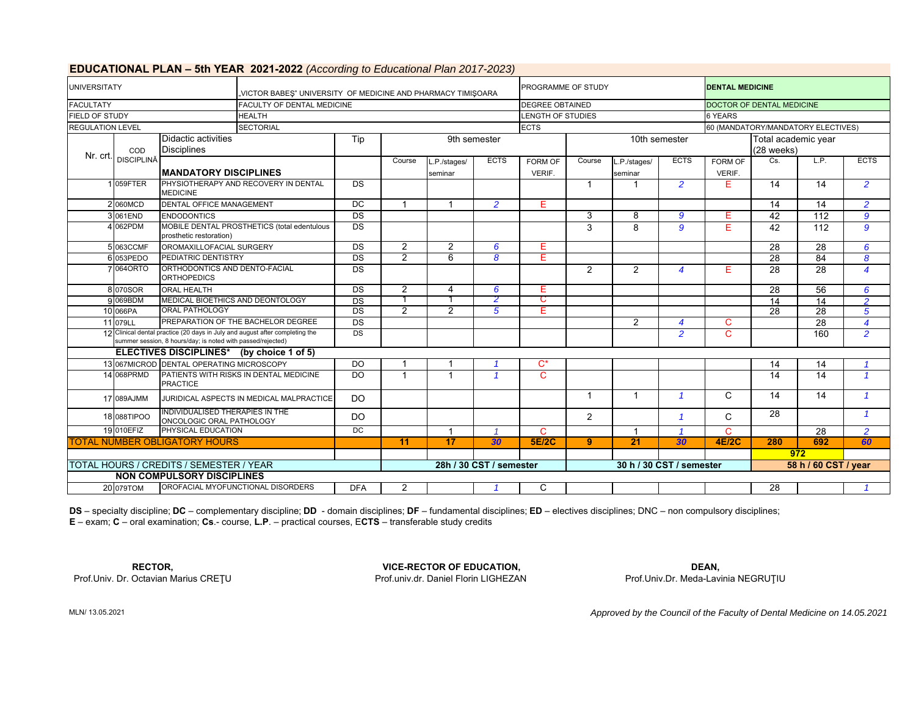## EDUCATIONAL PLAN – 5th YEAR 2021-2022 *(According to Educational Plan 2017-2023)*

| UNIVERSITATY | | „VICTOR BABEŞ" UNIVERSITY OF MEDICINE AND PHARMACY TIMIŞOARA | | PROGRAMME OF STUDY | | DENTAL MEDICINE |
|---|---|---|---|---|---|---|
| FACULTATY | | FACULTY OF DENTAL MEDICINE | | DEGREE OBTAINED | | DOCTOR OF DENTAL MEDICINE |
| FIELD OF STUDY | | HEALTH | | LENGTH OF STUDIES | | 6 YEARS |
| REGULATION LEVEL | | SECTORIAL | | ECTS | | 60 (MANDATORY/MANDATORY ELECTIVES) |

| Nr. crt. | COD DISCIPLINĂ | Didactic activities Disciplines | Tip | 9th semester | | | | 10th semester | | | | Total academic year (28 weeks) | | |
|---|---|---|---|---|---|---|---|---|---|---|---|---|---|---|
| | | **MANDATORY DISCIPLINES** | | Course | L.P./stages/ seminar | ECTS | FORM OF VERIF. | Course | L.P./stages/ seminar | ECTS | FORM OF VERIF. | Cs. | L.P. | ECTS |
| 1 | 059FTER | PHYSIOTHERAPY AND RECOVERY IN DENTAL MEDICINE | DS | | | | | 1 | 1 | *2* | E | 14 | 14 | *2* |
| 2 | 060MCD | DENTAL OFFICE MANAGEMENT | DC | 1 | 1 | *2* | E | | | | | 14 | 14 | *2* |
| 3 | 061END | ENDODONTICS | DS | | | | | 3 | 8 | *9* | E | 42 | 112 | *9* |
| 4 | 062PDM | MOBILE DENTAL PROSTHETICS (total edentulous prosthetic restoration) | DS | | | | | 3 | 8 | *9* | E | 42 | 112 | *9* |
| 5 | 063CCMF | OROMAXILLOFACIAL SURGERY | DS | 2 | 2 | *6* | E | | | | | 28 | 28 | *6* |
| 6 | 053PEDO | PEDIATRIC DENTISTRY | DS | 2 | 6 | *8* | E | | | | | 28 | 84 | *8* |
| 7 | 064ORTO | ORTHODONTICS AND DENTO-FACIAL ORTHOPEDICS | DS | | | | | 2 | 2 | *4* | E | 28 | 28 | *4* |
| 8 | 070SOR | ORAL HEALTH | DS | 2 | 4 | *6* | E | | | | | 28 | 56 | *6* |
| 9 | 069BDM | MEDICAL BIOETHICS AND DEONTOLOGY | DS | 1 | 1 | *2* | C | | | | | 14 | 14 | *2* |
| 10 | 066PA | ORAL PATHOLOGY | DS | 2 | 2 | *5* | E | | | | | 28 | 28 | *5* |
| 11 | 079LL | PREPARATION OF THE BACHELOR DEGREE | DS | | | | | | 2 | *4* | C | | 28 | *4* |
| 12 | | Clinical dental practice (20 days in July and august after completing the summer session, 8 hours/day; is noted with passed/rejected) | DS | | | | | | | *2* | C | | 160 | *2* |
| | | **ELECTIVES DISCIPLINES\* (by choice 1 of 5)** | | | | | | | | | | | | |
| 13 | 067MICROD | DENTAL OPERATING MICROSCOPY | DO | 1 | 1 | *1* | C* | | | | | 14 | 14 | *1* |
| 14 | 068PRMD | PATIENTS WITH RISKS IN DENTAL MEDICINE PRACTICE | DO | 1 | 1 | *1* | C | | | | | 14 | 14 | *1* |
| 17 | 089AJMM | JURIDICAL ASPECTS IN MEDICAL MALPRACTICE | DO | | | | | 1 | 1 | *1* | C | 14 | 14 | *1* |
| 18 | 088TIPOO | INDIVIDUALISED THERAPIES IN THE ONCOLOGIC ORAL PATHOLOGY | DO | | | | | 2 | | *1* | C | 28 | | *1* |
| 19 | 010EFIZ | PHYSICAL EDUCATION | DC | | 1 | *1* | C | | 1 | *1* | C | | 28 | *2* |
| | | **TOTAL NUMBER OBLIGATORY HOURS** | | **11** | **17** | ***30*** | **5E/2C** | **9** | **21** | ***30*** | **4E/2C** | **280** | **692** | ***60*** |
| | | | | | | | | | | | | **972** | | |
| | | TOTAL HOURS / CREDITS / SEMESTER / YEAR | | **28h / 30 CST / semester** | | | | **30 h / 30 CST / semester** | | | | **58 h / 60 CST / year** | | |
| | | **NON COMPULSORY DISCIPLINES** | | | | | | | | | | | | |
| 20 | 079TOM | OROFACIAL MYOFUNCTIONAL DISORDERS | DFA | 2 | | *1* | C | | | | | 28 | | *1* |

**DS** – specialty discipline; **DC** – complementary discipline; **DD** - domain disciplines; **DF** – fundamental disciplines; **ED** – electives disciplines; DNC – non compulsory disciplines;
**E** – exam; **C** – oral examination; **Cs**.- course, **L.P**. – practical courses, E**CTS** – transferable study credits

**RECTOR,**
Prof.Univ. Dr. Octavian Marius CREŢU

**VICE-RECTOR OF EDUCATION,**
Prof.univ.dr. Daniel Florin LIGHEZAN

**DEAN,**
Prof.Univ.Dr. Meda-Lavinia NEGRUŢIU

MLN/ 13.05.2021

*Approved by the Council of the Faculty of Dental Medicine on 14.05.2021*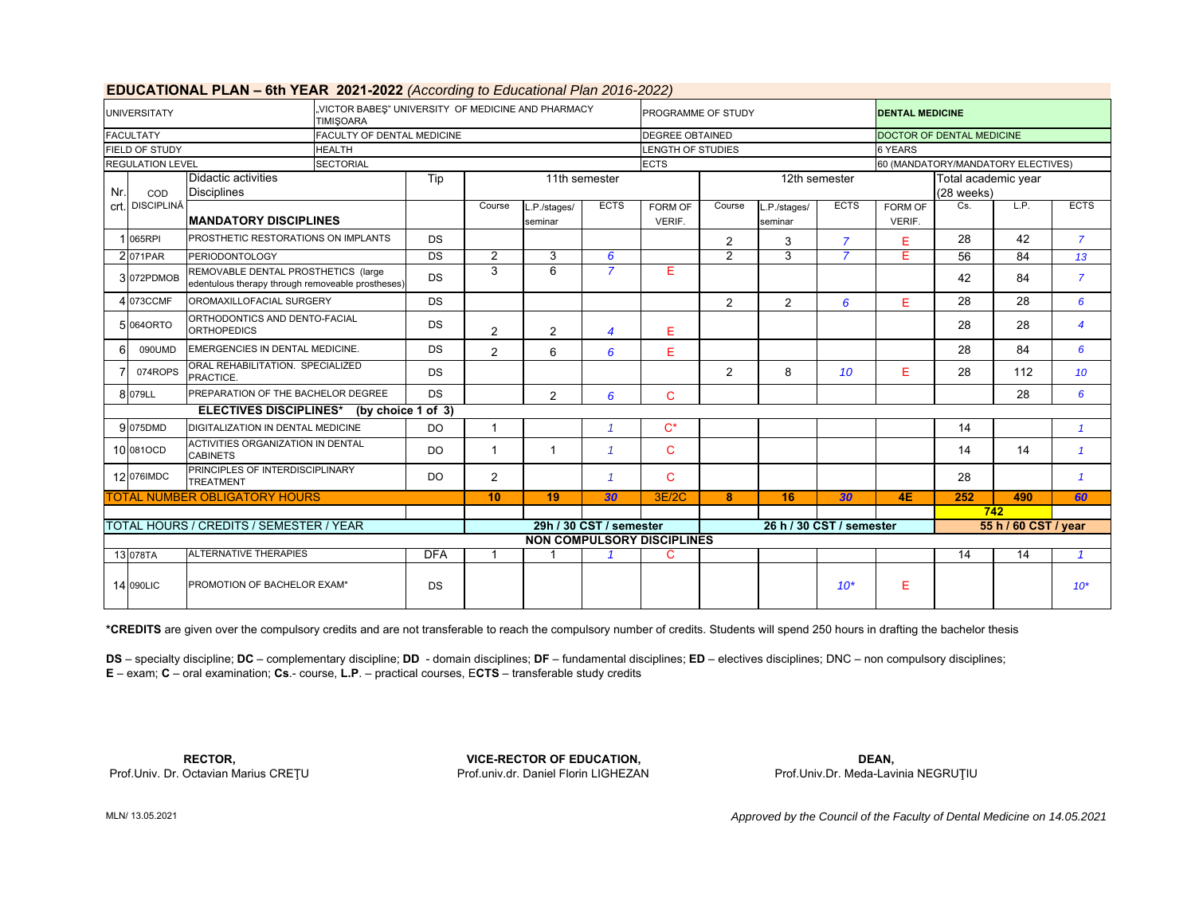## EDUCATIONAL PLAN – 6th YEAR 2021-2022 *(According to Educational Plan 2016-2022)*

| | | | | | | | | | | | | | | | |
|---|---|---|---|---|---|---|---|---|---|---|---|---|---|---|---|
| UNIVERSITATY | | „VICTOR BABEŞ" UNIVERSITY OF MEDICINE AND PHARMACY TIMIŞOARA | | | | | PROGRAMME OF STUDY | | | | DENTAL MEDICINE | | | | |
| FACULTATY | | FACULTY OF DENTAL MEDICINE | | | | | DEGREE OBTAINED | | | | DOCTOR OF DENTAL MEDICINE | | | | |
| FIELD OF STUDY | | HEALTH | | | | | LENGTH OF STUDIES | | | | 6 YEARS | | | | |
| REGULATION LEVEL | | SECTORIAL | | | | | ECTS | | | | 60 (MANDATORY/MANDATORY ELECTIVES) | | | | |

| Nr. crt. | COD DISCIPLINĂ | Didactic activities Disciplines | Tip | 11th semester | | | | 12th semester | | | | Total academic year (28 weeks) | | |
|---|---|---|---|---|---|---|---|---|---|---|---|---|---|---|
| | | **MANDATORY DISCIPLINES** | | Course | L.P./stages/ seminar | ECTS | FORM OF VERIF. | Course | L.P./stages/ seminar | ECTS | FORM OF VERIF. | Cs. | L.P. | ECTS |
| 1 | 065RPI | PROSTHETIC RESTORATIONS ON IMPLANTS | DS | | | | | 2 | 3 | *7* | E | 28 | 42 | *7* |
| 2 | 071PAR | PERIODONTOLOGY | DS | 2 | 3 | *6* | | 2 | 3 | *7* | E | 56 | 84 | *13* |
| 3 | 072PDMOB | REMOVABLE DENTAL PROSTHETICS (large edentulous therapy through removeable prostheses) | DS | 3 | 6 | *7* | E | | | | | 42 | 84 | *7* |
| 4 | 073CCMF | OROMAXILLOFACIAL SURGERY | DS | | | | | 2 | 2 | *6* | E | 28 | 28 | *6* |
| 5 | 064ORTO | ORTHODONTICS AND DENTO-FACIAL ORTHOPEDICS | DS | 2 | 2 | *4* | E | | | | | 28 | 28 | *4* |
| 6 | 090UMD | EMERGENCIES IN DENTAL MEDICINE. | DS | 2 | 6 | *6* | E | | | | | 28 | 84 | *6* |
| 7 | 074ROPS | ORAL REHABILITATION. SPECIALIZED PRACTICE. | DS | | | | | 2 | 8 | *10* | E | 28 | 112 | *10* |
| 8 | 079LL | PREPARATION OF THE BACHELOR DEGREE | DS | | 2 | *6* | C | | | | | | 28 | *6* |
| | | **ELECTIVES DISCIPLINES\* (by choice 1 of 3)** | | | | | | | | | | | | |
| 9 | 075DMD | DIGITALIZATION IN DENTAL MEDICINE | DO | 1 | | *1* | C* | | | | | 14 | | *1* |
| 10 | 081OCD | ACTIVITIES ORGANIZATION IN DENTAL CABINETS | DO | 1 | 1 | *1* | C | | | | | 14 | 14 | *1* |
| 12 | 076IMDC | PRINCIPLES OF INTERDISCIPLINARY TREATMENT | DO | 2 | | *1* | C | | | | | 28 | | *1* |
| | | TOTAL NUMBER OBLIGATORY HOURS | | **10** | **19** | ***30*** | 3E/2C | **8** | **16** | ***30*** | **4E** | **252** | **490** | ***60*** |
| | | | | | | | | | | | | **742** | | |
| | | TOTAL HOURS / CREDITS / SEMESTER / YEAR | | **29h / 30 CST / semester** | | | | **26 h / 30 CST / semester** | | | | **55 h / 60 CST / year** | | |
| | | | | **NON COMPULSORY DISCIPLINES** | | | | | | | | | | |
| 13 | 078TA | ALTERNATIVE THERAPIES | DFA | 1 | 1 | *1* | C | | | | | 14 | 14 | *1* |
| 14 | 090LIC | PROMOTION OF BACHELOR EXAM* | DS | | | | | | | *10\** | E | | | *10\** |

**\*CREDITS** are given over the compulsory credits and are not transferable to reach the compulsory number of credits. Students will spend 250 hours in drafting the bachelor thesis

**DS** – specialty discipline; **DC** – complementary discipline; **DD** - domain disciplines; **DF** – fundamental disciplines; **ED** – electives disciplines; DNC – non compulsory disciplines;
**E** – exam; **C** – oral examination; **Cs**.- course, **L.P**. – practical courses, E**CTS** – transferable study credits

**RECTOR,**
Prof.Univ. Dr. Octavian Marius CREŢU

**VICE-RECTOR OF EDUCATION,**
Prof.univ.dr. Daniel Florin LIGHEZAN

**DEAN,**
Prof.Univ.Dr. Meda-Lavinia NEGRUŢIU

MLN/ 13.05.2021

*Approved by the Council of the Faculty of Dental Medicine on 14.05.2021*